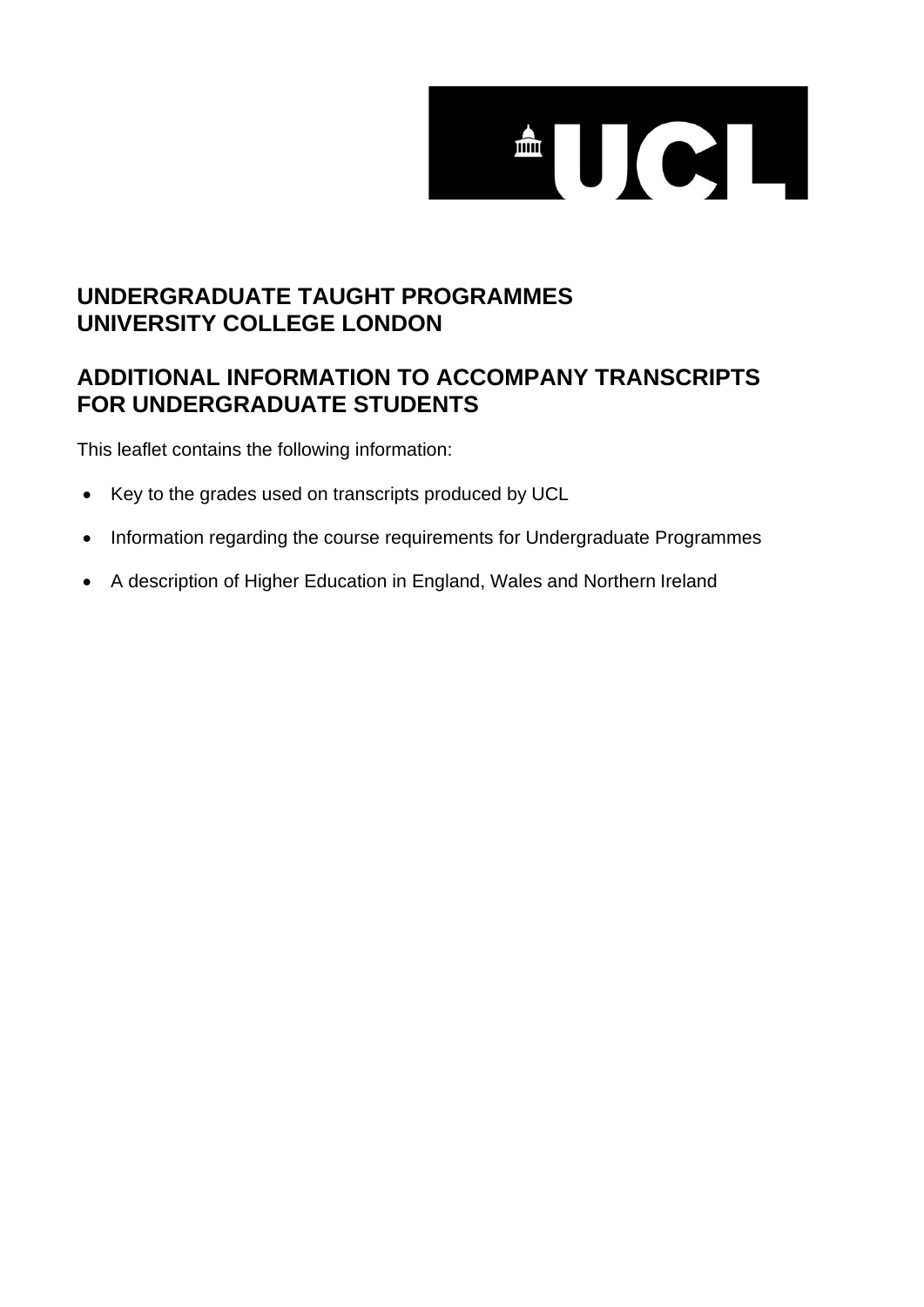# UNDERGRADUATE TAUGHT PROGRAMMES
# UNIVERSITY COLLEGE LONDON

## ADDITIONAL INFORMATION TO ACCOMPANY TRANSCRIPTS FOR UNDERGRADUATE STUDENTS

This leaflet contains the following information:

- Key to the grades used on transcripts produced by UCL
- Information regarding the course requirements for Undergraduate Programmes
- A description of Higher Education in England, Wales and Northern Ireland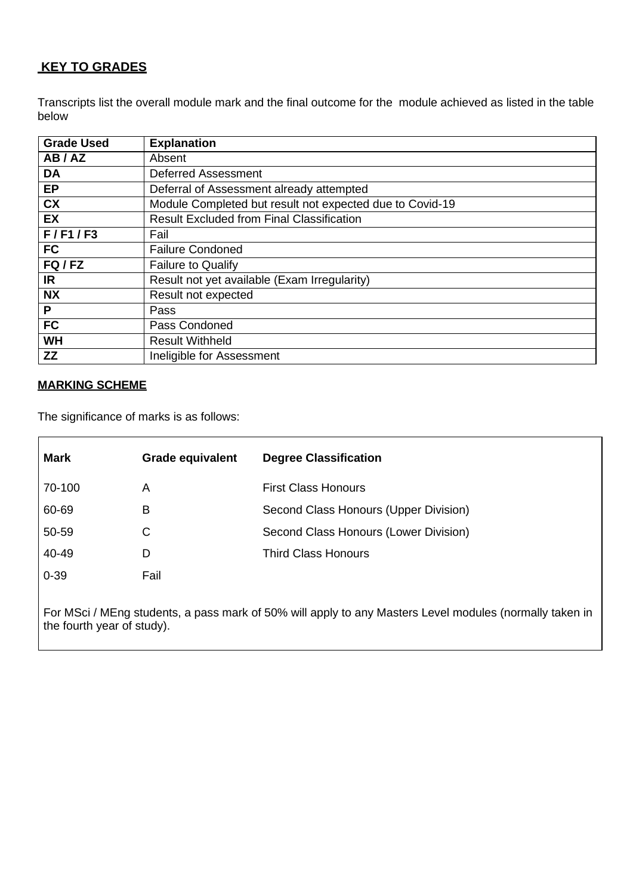## KEY TO GRADES

Transcripts list the overall module mark and the final outcome for the module achieved as listed in the table below

| Grade Used | Explanation |
| --- | --- |
| **AB / AZ** | Absent |
| **DA** | Deferred Assessment |
| **EP** | Deferral of Assessment already attempted |
| **CX** | Module Completed but result not expected due to Covid-19 |
| **EX** | Result Excluded from Final Classification |
| **F / F1 / F3** | Fail |
| **FC** | Failure Condoned |
| **FQ / FZ** | Failure to Qualify |
| **IR** | Result not yet available (Exam Irregularity) |
| **NX** | Result not expected |
| **P** | Pass |
| **FC** | Pass Condoned |
| **WH** | Result Withheld |
| **ZZ** | Ineligible for Assessment |

## MARKING SCHEME

The significance of marks is as follows:

| Mark | Grade equivalent | Degree Classification |
| --- | --- | --- |
| 70-100 | A | First Class Honours |
| 60-69 | B | Second Class Honours (Upper Division) |
| 50-59 | C | Second Class Honours (Lower Division) |
| 40-49 | D | Third Class Honours |
| 0-39 | Fail | |

For MSci / MEng students, a pass mark of 50% will apply to any Masters Level modules (normally taken in the fourth year of study).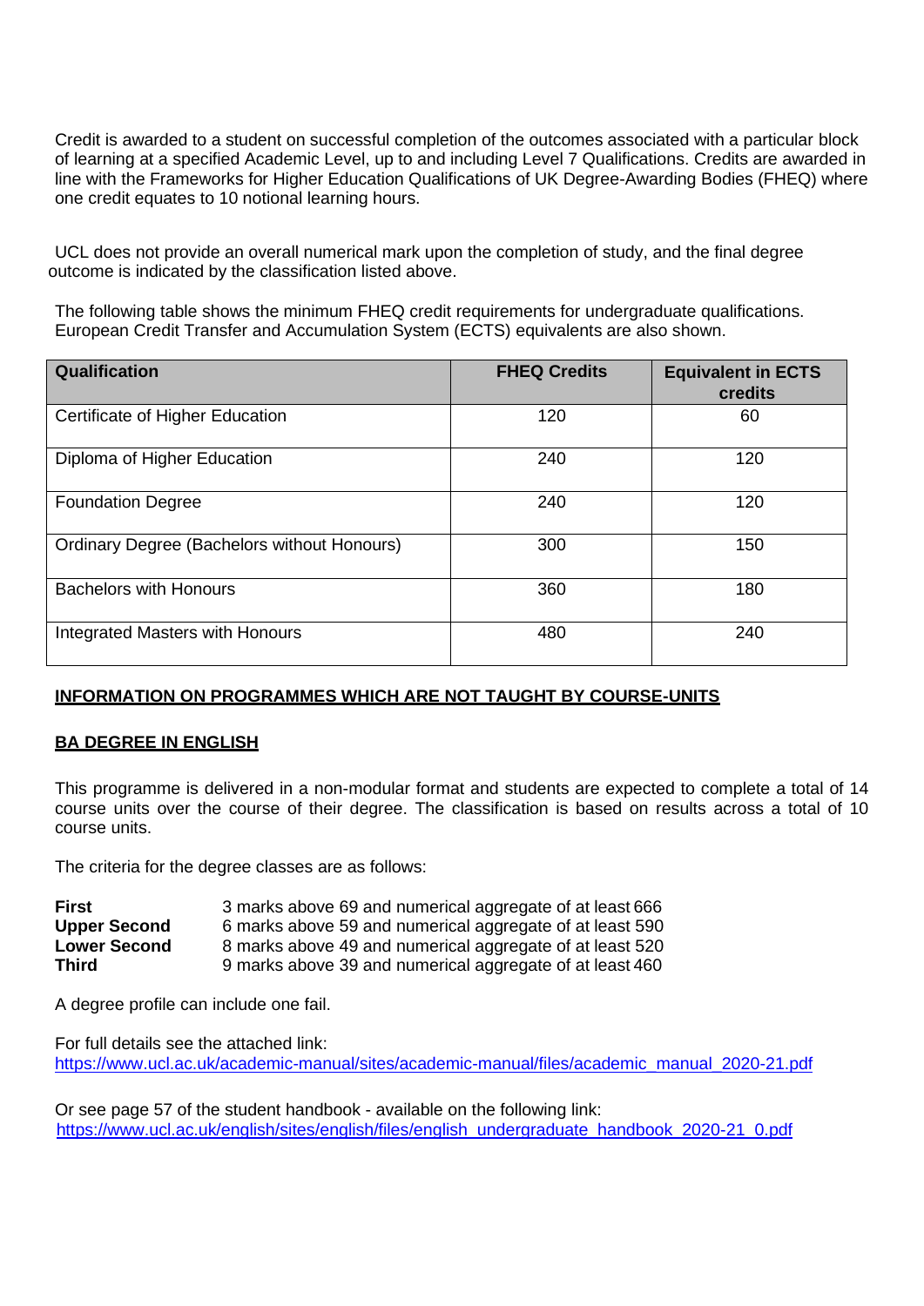Credit is awarded to a student on successful completion of the outcomes associated with a particular block of learning at a specified Academic Level, up to and including Level 7 Qualifications. Credits are awarded in line with the Frameworks for Higher Education Qualifications of UK Degree-Awarding Bodies (FHEQ) where one credit equates to 10 notional learning hours.

UCL does not provide an overall numerical mark upon the completion of study, and the final degree outcome is indicated by the classification listed above.

The following table shows the minimum FHEQ credit requirements for undergraduate qualifications. European Credit Transfer and Accumulation System (ECTS) equivalents are also shown.

| Qualification | FHEQ Credits | Equivalent in ECTS credits |
|---|---|---|
| Certificate of Higher Education | 120 | 60 |
| Diploma of Higher Education | 240 | 120 |
| Foundation Degree | 240 | 120 |
| Ordinary Degree (Bachelors without Honours) | 300 | 150 |
| Bachelors with Honours | 360 | 180 |
| Integrated Masters with Honours | 480 | 240 |

**INFORMATION ON PROGRAMMES WHICH ARE NOT TAUGHT BY COURSE-UNITS**

**BA DEGREE IN ENGLISH**

This programme is delivered in a non-modular format and students are expected to complete a total of 14 course units over the course of their degree. The classification is based on results across a total of 10 course units.

The criteria for the degree classes are as follows:

**First** 3 marks above 69 and numerical aggregate of at least 666
**Upper Second** 6 marks above 59 and numerical aggregate of at least 590
**Lower Second** 8 marks above 49 and numerical aggregate of at least 520
**Third** 9 marks above 39 and numerical aggregate of at least 460

A degree profile can include one fail.

For full details see the attached link:
https://www.ucl.ac.uk/academic-manual/sites/academic-manual/files/academic_manual_2020-21.pdf

Or see page 57 of the student handbook - available on the following link:
https://www.ucl.ac.uk/english/sites/english/files/english_undergraduate_handbook_2020-21_0.pdf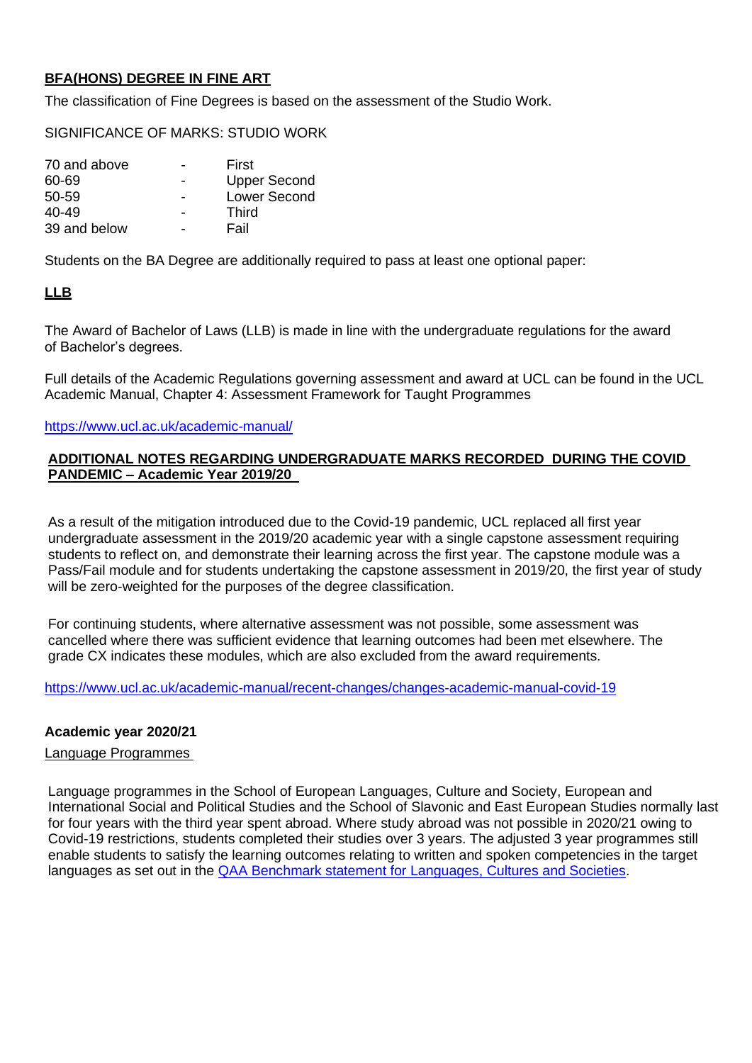**BFA(HONS) DEGREE IN FINE ART**

The classification of Fine Degrees is based on the assessment of the Studio Work.

SIGNIFICANCE OF MARKS: STUDIO WORK

| | | |
|---|---|---|
| 70 and above | - | First |
| 60-69 | - | Upper Second |
| 50-59 | - | Lower Second |
| 40-49 | - | Third |
| 39 and below | - | Fail |

Students on the BA Degree are additionally required to pass at least one optional paper:

**LLB**

The Award of Bachelor of Laws (LLB) is made in line with the undergraduate regulations for the award of Bachelor's degrees.

Full details of the Academic Regulations governing assessment and award at UCL can be found in the UCL Academic Manual, Chapter 4: Assessment Framework for Taught Programmes

https://www.ucl.ac.uk/academic-manual/

**ADDITIONAL NOTES REGARDING UNDERGRADUATE MARKS RECORDED DURING THE COVID PANDEMIC – Academic Year 2019/20**

As a result of the mitigation introduced due to the Covid-19 pandemic, UCL replaced all first year undergraduate assessment in the 2019/20 academic year with a single capstone assessment requiring students to reflect on, and demonstrate their learning across the first year. The capstone module was a Pass/Fail module and for students undertaking the capstone assessment in 2019/20, the first year of study will be zero-weighted for the purposes of the degree classification.

For continuing students, where alternative assessment was not possible, some assessment was cancelled where there was sufficient evidence that learning outcomes had been met elsewhere. The grade CX indicates these modules, which are also excluded from the award requirements.

https://www.ucl.ac.uk/academic-manual/recent-changes/changes-academic-manual-covid-19

**Academic year 2020/21**

Language Programmes

Language programmes in the School of European Languages, Culture and Society, European and International Social and Political Studies and the School of Slavonic and East European Studies normally last for four years with the third year spent abroad. Where study abroad was not possible in 2020/21 owing to Covid-19 restrictions, students completed their studies over 3 years. The adjusted 3 year programmes still enable students to satisfy the learning outcomes relating to written and spoken competencies in the target languages as set out in the QAA Benchmark statement for Languages, Cultures and Societies.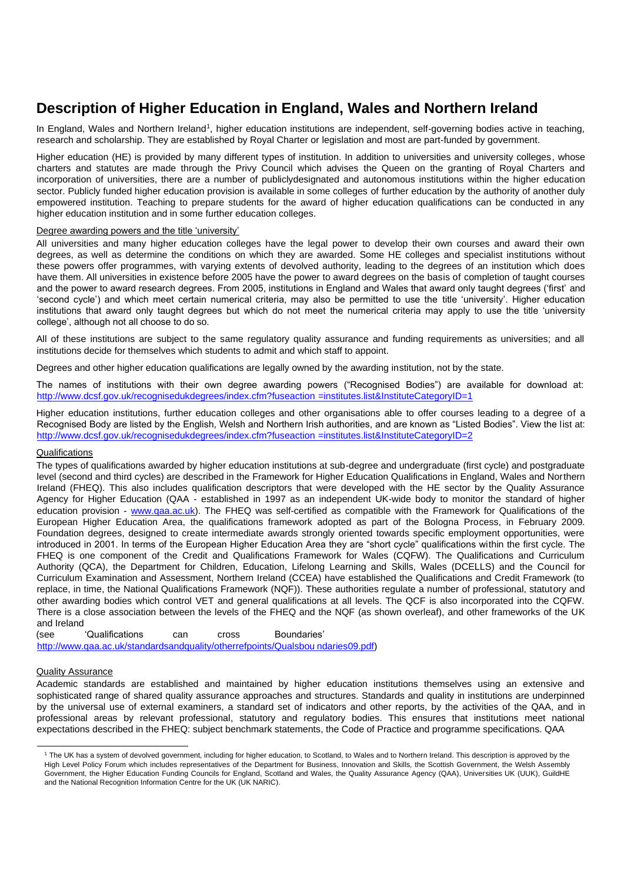# Description of Higher Education in England, Wales and Northern Ireland

In England, Wales and Northern Ireland[1], higher education institutions are independent, self-governing bodies active in teaching, research and scholarship. They are established by Royal Charter or legislation and most are part-funded by government.

Higher education (HE) is provided by many different types of institution. In addition to universities and university colleges, whose charters and statutes are made through the Privy Council which advises the Queen on the granting of Royal Charters and incorporation of universities, there are a number of publiclydesignated and autonomous institutions within the higher education sector. Publicly funded higher education provision is available in some colleges of further education by the authority of another duly empowered institution. Teaching to prepare students for the award of higher education qualifications can be conducted in any higher education institution and in some further education colleges.

Degree awarding powers and the title 'university'

All universities and many higher education colleges have the legal power to develop their own courses and award their own degrees, as well as determine the conditions on which they are awarded. Some HE colleges and specialist institutions without these powers offer programmes, with varying extents of devolved authority, leading to the degrees of an institution which does have them. All universities in existence before 2005 have the power to award degrees on the basis of completion of taught courses and the power to award research degrees. From 2005, institutions in England and Wales that award only taught degrees ('first' and 'second cycle') and which meet certain numerical criteria, may also be permitted to use the title 'university'. Higher education institutions that award only taught degrees but which do not meet the numerical criteria may apply to use the title 'university college', although not all choose to do so.

All of these institutions are subject to the same regulatory quality assurance and funding requirements as universities; and all institutions decide for themselves which students to admit and which staff to appoint.

Degrees and other higher education qualifications are legally owned by the awarding institution, not by the state.

The names of institutions with their own degree awarding powers ("Recognised Bodies") are available for download at: http://www.dcsf.gov.uk/recognisedukdegrees/index.cfm?fuseaction =institutes.list&InstituteCategoryID=1

Higher education institutions, further education colleges and other organisations able to offer courses leading to a degree of a Recognised Body are listed by the English, Welsh and Northern Irish authorities, and are known as "Listed Bodies". View the list at: http://www.dcsf.gov.uk/recognisedukdegrees/index.cfm?fuseaction =institutes.list&InstituteCategoryID=2

Qualifications

The types of qualifications awarded by higher education institutions at sub-degree and undergraduate (first cycle) and postgraduate level (second and third cycles) are described in the Framework for Higher Education Qualifications in England, Wales and Northern Ireland (FHEQ). This also includes qualification descriptors that were developed with the HE sector by the Quality Assurance Agency for Higher Education (QAA - established in 1997 as an independent UK-wide body to monitor the standard of higher education provision - www.qaa.ac.uk). The FHEQ was self-certified as compatible with the Framework for Qualifications of the European Higher Education Area, the qualifications framework adopted as part of the Bologna Process, in February 2009. Foundation degrees, designed to create intermediate awards strongly oriented towards specific employment opportunities, were introduced in 2001. In terms of the European Higher Education Area they are "short cycle" qualifications within the first cycle. The FHEQ is one component of the Credit and Qualifications Framework for Wales (CQFW). The Qualifications and Curriculum Authority (QCA), the Department for Children, Education, Lifelong Learning and Skills, Wales (DCELLS) and the Council for Curriculum Examination and Assessment, Northern Ireland (CCEA) have established the Qualifications and Credit Framework (to replace, in time, the National Qualifications Framework (NQF)). These authorities regulate a number of professional, statutory and other awarding bodies which control VET and general qualifications at all levels. The QCF is also incorporated into the CQFW. There is a close association between the levels of the FHEQ and the NQF (as shown overleaf), and other frameworks of the UK and Ireland (see 'Qualifications can cross Boundaries' http://www.qaa.ac.uk/standardsandquality/otherrefpoints/Qualsbou ndaries09.pdf)

Quality Assurance

Academic standards are established and maintained by higher education institutions themselves using an extensive and sophisticated range of shared quality assurance approaches and structures. Standards and quality in institutions are underpinned by the universal use of external examiners, a standard set of indicators and other reports, by the activities of the QAA, and in professional areas by relevant professional, statutory and regulatory bodies. This ensures that institutions meet national expectations described in the FHEQ: subject benchmark statements, the Code of Practice and programme specifications. QAA

[1] The UK has a system of devolved government, including for higher education, to Scotland, to Wales and to Northern Ireland. This description is approved by the High Level Policy Forum which includes representatives of the Department for Business, Innovation and Skills, the Scottish Government, the Welsh Assembly Government, the Higher Education Funding Councils for England, Scotland and Wales, the Quality Assurance Agency (QAA), Universities UK (UUK), GuildHE and the National Recognition Information Centre for the UK (UK NARIC).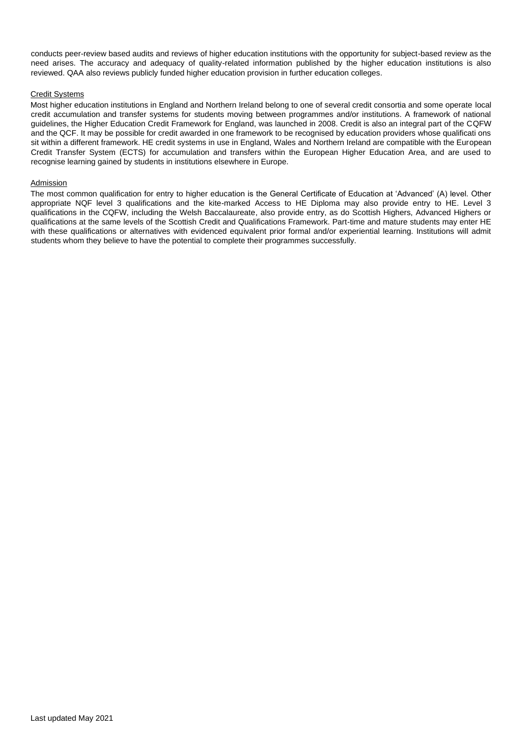conducts peer-review based audits and reviews of higher education institutions with the opportunity for subject-based review as the need arises. The accuracy and adequacy of quality-related information published by the higher education institutions is also reviewed. QAA also reviews publicly funded higher education provision in further education colleges.

Credit Systems

Most higher education institutions in England and Northern Ireland belong to one of several credit consortia and some operate local credit accumulation and transfer systems for students moving between programmes and/or institutions. A framework of national guidelines, the Higher Education Credit Framework for England, was launched in 2008. Credit is also an integral part of the CQFW and the QCF. It may be possible for credit awarded in one framework to be recognised by education providers whose qualifications sit within a different framework. HE credit systems in use in England, Wales and Northern Ireland are compatible with the European Credit Transfer System (ECTS) for accumulation and transfers within the European Higher Education Area, and are used to recognise learning gained by students in institutions elsewhere in Europe.

Admission

The most common qualification for entry to higher education is the General Certificate of Education at 'Advanced' (A) level. Other appropriate NQF level 3 qualifications and the kite-marked Access to HE Diploma may also provide entry to HE. Level 3 qualifications in the CQFW, including the Welsh Baccalaureate, also provide entry, as do Scottish Highers, Advanced Highers or qualifications at the same levels of the Scottish Credit and Qualifications Framework. Part-time and mature students may enter HE with these qualifications or alternatives with evidenced equivalent prior formal and/or experiential learning. Institutions will admit students whom they believe to have the potential to complete their programmes successfully.

Last updated May 2021